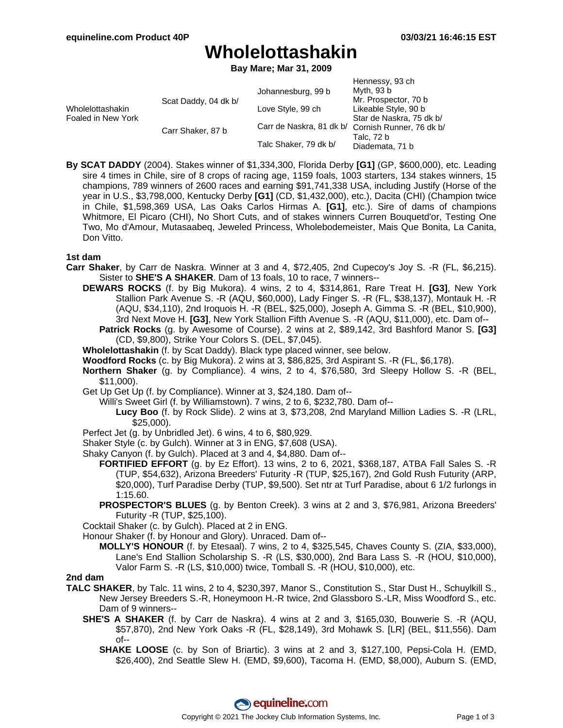# Wholelottashakin

**Bay Mare; Mar 31, 2009**

| | | | |
|---|---|---|---|
| Wholelottashakin Foaled in New York | Scat Daddy, 04 dk b/ | Johannesburg, 99 b | Hennessy, 93 ch |
| | | | Myth, 93 b |
| | | Love Style, 99 ch | Mr. Prospector, 70 b |
| | | | Likeable Style, 90 b |
| | Carr Shaker, 87 b | Carr de Naskra, 81 dk b/ | Star de Naskra, 75 dk b/ |
| | | | Cornish Runner, 76 dk b/ |
| | | Talc Shaker, 79 dk b/ | Talc, 72 b |
| | | | Diademata, 71 b |

**By SCAT DADDY** (2004). Stakes winner of $1,334,300, Florida Derby **[G1]** (GP, $600,000), etc. Leading sire 4 times in Chile, sire of 8 crops of racing age, 1159 foals, 1003 starters, 134 stakes winners, 15 champions, 789 winners of 2600 races and earning $91,741,338 USA, including Justify (Horse of the year in U.S., $3,798,000, Kentucky Derby **[G1]** (CD, $1,432,000), etc.), Dacita (CHI) (Champion twice in Chile, $1,598,369 USA, Las Oaks Carlos Hirmas A. **[G1]**, etc.). Sire of dams of champions Whitmore, El Picaro (CHI), No Short Cuts, and of stakes winners Curren Bouquetd'or, Testing One Two, Mo d'Amour, Mutasaabeq, Jeweled Princess, Wholebodemeister, Mais Que Bonita, La Canita, Don Vitto.

### 1st dam

**Carr Shaker**, by Carr de Naskra. Winner at 3 and 4, $72,405, 2nd Cupecoy's Joy S. -R (FL, $6,215). Sister to **SHE'S A SHAKER**. Dam of 13 foals, 10 to race, 7 winners--

- **DEWARS ROCKS** (f. by Big Mukora). 4 wins, 2 to 4, $314,861, Rare Treat H. **[G3]**, New York Stallion Park Avenue S. -R (AQU, $60,000), Lady Finger S. -R (FL, $38,137), Montauk H. -R (AQU, $34,110), 2nd Iroquois H. -R (BEL, $25,000), Joseph A. Gimma S. -R (BEL, $10,900), 3rd Next Move H. **[G3]**, New York Stallion Fifth Avenue S. -R (AQU, $11,000), etc. Dam of--
  - **Patrick Rocks** (g. by Awesome of Course). 2 wins at 2, $89,142, 3rd Bashford Manor S. **[G3]** (CD, $9,800), Strike Your Colors S. (DEL, $7,045).
- **Wholelottashakin** (f. by Scat Daddy). Black type placed winner, see below.
- **Woodford Rocks** (c. by Big Mukora). 2 wins at 3, $86,825, 3rd Aspirant S. -R (FL, $6,178).
- **Northern Shaker** (g. by Compliance). 4 wins, 2 to 4, $76,580, 3rd Sleepy Hollow S. -R (BEL, $11,000).
- Get Up Get Up (f. by Compliance). Winner at 3, $24,180. Dam of--
  - Willi's Sweet Girl (f. by Williamstown). 7 wins, 2 to 6, $232,780. Dam of--
    - **Lucy Boo** (f. by Rock Slide). 2 wins at 3, $73,208, 2nd Maryland Million Ladies S. -R (LRL, $25,000).
- Perfect Jet (g. by Unbridled Jet). 6 wins, 4 to 6, $80,929.
- Shaker Style (c. by Gulch). Winner at 3 in ENG, $7,608 (USA).
- Shaky Canyon (f. by Gulch). Placed at 3 and 4, $4,880. Dam of--
  - **FORTIFIED EFFORT** (g. by Ez Effort). 13 wins, 2 to 6, 2021, $368,187, ATBA Fall Sales S. -R (TUP, $54,632), Arizona Breeders' Futurity -R (TUP, $25,167), 2nd Gold Rush Futurity (ARP, $20,000), Turf Paradise Derby (TUP, $9,500). Set ntr at Turf Paradise, about 6 1/2 furlongs in 1:15.60.
  - **PROSPECTOR'S BLUES** (g. by Benton Creek). 3 wins at 2 and 3, $76,981, Arizona Breeders' Futurity -R (TUP, $25,100).
- Cocktail Shaker (c. by Gulch). Placed at 2 in ENG.
- Honour Shaker (f. by Honour and Glory). Unraced. Dam of--
  - **MOLLY'S HONOUR** (f. by Etesaal). 7 wins, 2 to 4, $325,545, Chaves County S. (ZIA, $33,000), Lane's End Stallion Scholarship S. -R (LS, $30,000), 2nd Bara Lass S. -R (HOU, $10,000), Valor Farm S. -R (LS, $10,000) twice, Tomball S. -R (HOU, $10,000), etc.

### 2nd dam

**TALC SHAKER**, by Talc. 11 wins, 2 to 4, $230,397, Manor S., Constitution S., Star Dust H., Schuylkill S., New Jersey Breeders S.-R, Honeymoon H.-R twice, 2nd Glassboro S.-LR, Miss Woodford S., etc. Dam of 9 winners--

- **SHE'S A SHAKER** (f. by Carr de Naskra). 4 wins at 2 and 3, $165,030, Bouwerie S. -R (AQU, $57,870), 2nd New York Oaks -R (FL, $28,149), 3rd Mohawk S. [LR] (BEL, $11,556). Dam of--
  - **SHAKE LOOSE** (c. by Son of Briartic). 3 wins at 2 and 3, $127,100, Pepsi-Cola H. (EMD, $26,400), 2nd Seattle Slew H. (EMD, $9,600), Tacoma H. (EMD, $8,000), Auburn S. (EMD,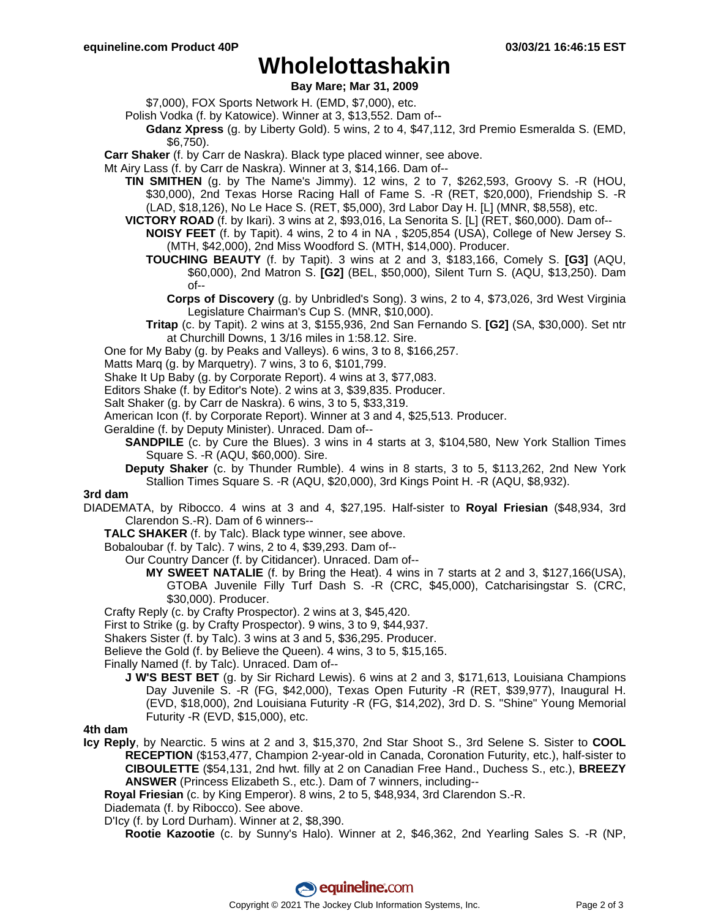# Wholelottashakin

**Bay Mare; Mar 31, 2009**

$7,000), FOX Sports Network H. (EMD, $7,000), etc.

Polish Vodka (f. by Katowice). Winner at 3, $13,552. Dam of--

**Gdanz Xpress** (g. by Liberty Gold). 5 wins, 2 to 4, $47,112, 3rd Premio Esmeralda S. (EMD, $6,750).

**Carr Shaker** (f. by Carr de Naskra). Black type placed winner, see above.

Mt Airy Lass (f. by Carr de Naskra). Winner at 3, $14,166. Dam of--

**TIN SMITHEN** (g. by The Name's Jimmy). 12 wins, 2 to 7, $262,593, Groovy S. -R (HOU, $30,000), 2nd Texas Horse Racing Hall of Fame S. -R (RET, $20,000), Friendship S. -R (LAD, $18,126), No Le Hace S. (RET, $5,000), 3rd Labor Day H. [L] (MNR, $8,558), etc.

**VICTORY ROAD** (f. by Ikari). 3 wins at 2, $93,016, La Senorita S. [L] (RET, $60,000). Dam of--

**NOISY FEET** (f. by Tapit). 4 wins, 2 to 4 in NA , $205,854 (USA), College of New Jersey S. (MTH, $42,000), 2nd Miss Woodford S. (MTH, $14,000). Producer.

**TOUCHING BEAUTY** (f. by Tapit). 3 wins at 2 and 3, $183,166, Comely S. **[G3]** (AQU, $60,000), 2nd Matron S. **[G2]** (BEL, $50,000), Silent Turn S. (AQU, $13,250). Dam of--

**Corps of Discovery** (g. by Unbridled's Song). 3 wins, 2 to 4, $73,026, 3rd West Virginia Legislature Chairman's Cup S. (MNR, $10,000).

**Tritap** (c. by Tapit). 2 wins at 3, $155,936, 2nd San Fernando S. **[G2]** (SA, $30,000). Set ntr at Churchill Downs, 1 3/16 miles in 1:58.12. Sire.

One for My Baby (g. by Peaks and Valleys). 6 wins, 3 to 8, $166,257.

Matts Marq (g. by Marquetry). 7 wins, 3 to 6, $101,799.

Shake It Up Baby (g. by Corporate Report). 4 wins at 3, $77,083.

Editors Shake (f. by Editor's Note). 2 wins at 3, $39,835. Producer.

Salt Shaker (g. by Carr de Naskra). 6 wins, 3 to 5, $33,319.

American Icon (f. by Corporate Report). Winner at 3 and 4, $25,513. Producer.

Geraldine (f. by Deputy Minister). Unraced. Dam of--

**SANDPILE** (c. by Cure the Blues). 3 wins in 4 starts at 3, $104,580, New York Stallion Times Square S. -R (AQU, $60,000). Sire.

**Deputy Shaker** (c. by Thunder Rumble). 4 wins in 8 starts, 3 to 5, $113,262, 2nd New York Stallion Times Square S. -R (AQU, $20,000), 3rd Kings Point H. -R (AQU, $8,932).

**3rd dam**

DIADEMATA, by Ribocco. 4 wins at 3 and 4, $27,195. Half-sister to **Royal Friesian** ($48,934, 3rd Clarendon S.-R). Dam of 6 winners--

**TALC SHAKER** (f. by Talc). Black type winner, see above.

Bobaloubar (f. by Talc). 7 wins, 2 to 4, $39,293. Dam of--

Our Country Dancer (f. by Citidancer). Unraced. Dam of--

**MY SWEET NATALIE** (f. by Bring the Heat). 4 wins in 7 starts at 2 and 3, $127,166(USA), GTOBA Juvenile Filly Turf Dash S. -R (CRC, $45,000), Catcharisingstar S. (CRC, $30,000). Producer.

Crafty Reply (c. by Crafty Prospector). 2 wins at 3, $45,420.

First to Strike (g. by Crafty Prospector). 9 wins, 3 to 9, $44,937.

Shakers Sister (f. by Talc). 3 wins at 3 and 5, $36,295. Producer.

Believe the Gold (f. by Believe the Queen). 4 wins, 3 to 5, $15,165.

Finally Named (f. by Talc). Unraced. Dam of--

**J W'S BEST BET** (g. by Sir Richard Lewis). 6 wins at 2 and 3, $171,613, Louisiana Champions Day Juvenile S. -R (FG, $42,000), Texas Open Futurity -R (RET, $39,977), Inaugural H. (EVD, $18,000), 2nd Louisiana Futurity -R (FG, $14,202), 3rd D. S. "Shine" Young Memorial Futurity -R (EVD, $15,000), etc.

**4th dam**

**Icy Reply**, by Nearctic. 5 wins at 2 and 3, $15,370, 2nd Star Shoot S., 3rd Selene S. Sister to **COOL RECEPTION** ($153,477, Champion 2-year-old in Canada, Coronation Futurity, etc.), half-sister to **CIBOULETTE** ($54,131, 2nd hwt. filly at 2 on Canadian Free Hand., Duchess S., etc.), **BREEZY ANSWER** (Princess Elizabeth S., etc.). Dam of 7 winners, including--

**Royal Friesian** (c. by King Emperor). 8 wins, 2 to 5, $48,934, 3rd Clarendon S.-R.

Diademata (f. by Ribocco). See above.

D'Icy (f. by Lord Durham). Winner at 2, $8,390.

**Rootie Kazootie** (c. by Sunny's Halo). Winner at 2, $46,362, 2nd Yearling Sales S. -R (NP,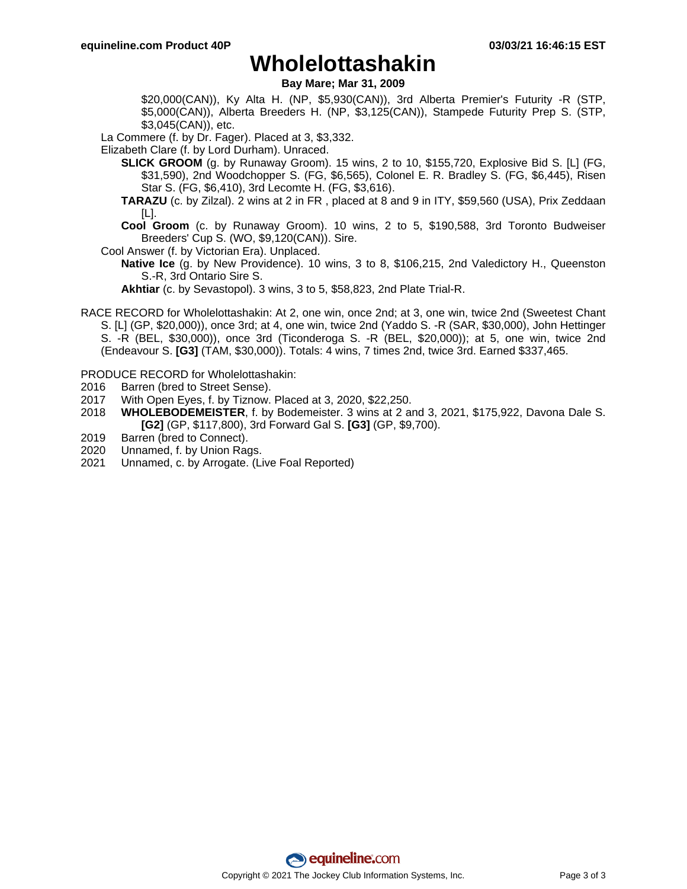# Wholelottashakin

**Bay Mare; Mar 31, 2009**

$20,000(CAN)), Ky Alta H. (NP, $5,930(CAN)), 3rd Alberta Premier's Futurity -R (STP, $5,000(CAN)), Alberta Breeders H. (NP, $3,125(CAN)), Stampede Futurity Prep S. (STP, $3,045(CAN)), etc.

La Commere (f. by Dr. Fager). Placed at 3, $3,332.

Elizabeth Clare (f. by Lord Durham). Unraced.

**SLICK GROOM** (g. by Runaway Groom). 15 wins, 2 to 10, $155,720, Explosive Bid S. [L] (FG, $31,590), 2nd Woodchopper S. (FG, $6,565), Colonel E. R. Bradley S. (FG, $6,445), Risen Star S. (FG, $6,410), 3rd Lecomte H. (FG, $3,616).

**TARAZU** (c. by Zilzal). 2 wins at 2 in FR , placed at 8 and 9 in ITY, $59,560 (USA), Prix Zeddaan [L].

**Cool Groom** (c. by Runaway Groom). 10 wins, 2 to 5, $190,588, 3rd Toronto Budweiser Breeders' Cup S. (WO, $9,120(CAN)). Sire.

Cool Answer (f. by Victorian Era). Unplaced.

**Native Ice** (g. by New Providence). 10 wins, 3 to 8, $106,215, 2nd Valedictory H., Queenston S.-R, 3rd Ontario Sire S.

**Akhtiar** (c. by Sevastopol). 3 wins, 3 to 5, $58,823, 2nd Plate Trial-R.

RACE RECORD for Wholelottashakin: At 2, one win, once 2nd; at 3, one win, twice 2nd (Sweetest Chant S. [L] (GP, $20,000)), once 3rd; at 4, one win, twice 2nd (Yaddo S. -R (SAR, $30,000), John Hettinger S. -R (BEL, $30,000)), once 3rd (Ticonderoga S. -R (BEL, $20,000)); at 5, one win, twice 2nd (Endeavour S. **[G3]** (TAM, $30,000)). Totals: 4 wins, 7 times 2nd, twice 3rd. Earned $337,465.

PRODUCE RECORD for Wholelottashakin:

2016 Barren (bred to Street Sense).

2017 With Open Eyes, f. by Tiznow. Placed at 3, 2020, $22,250.

2018 **WHOLEBODEMEISTER**, f. by Bodemeister. 3 wins at 2 and 3, 2021, $175,922, Davona Dale S. **[G2]** (GP, $117,800), 3rd Forward Gal S. **[G3]** (GP, $9,700).

2019 Barren (bred to Connect).

2020 Unnamed, f. by Union Rags.

2021 Unnamed, c. by Arrogate. (Live Foal Reported)